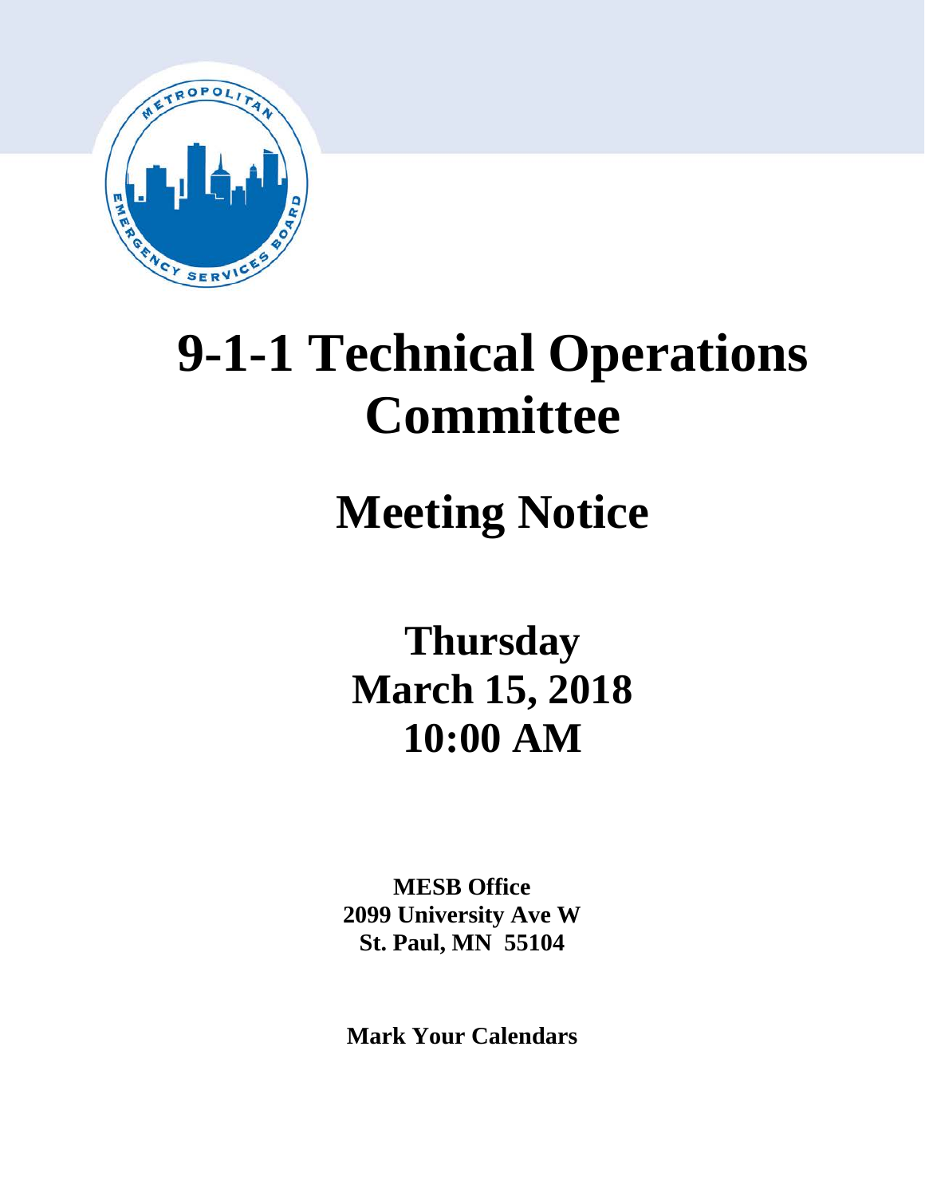# 9-1-1 Technical Operations Committee

## Meeting Notice

**Thursday**
**March 15, 2018**
**10:00 AM**

**MESB Office**
**2099 University Ave W**
**St. Paul, MN 55104**

**Mark Your Calendars**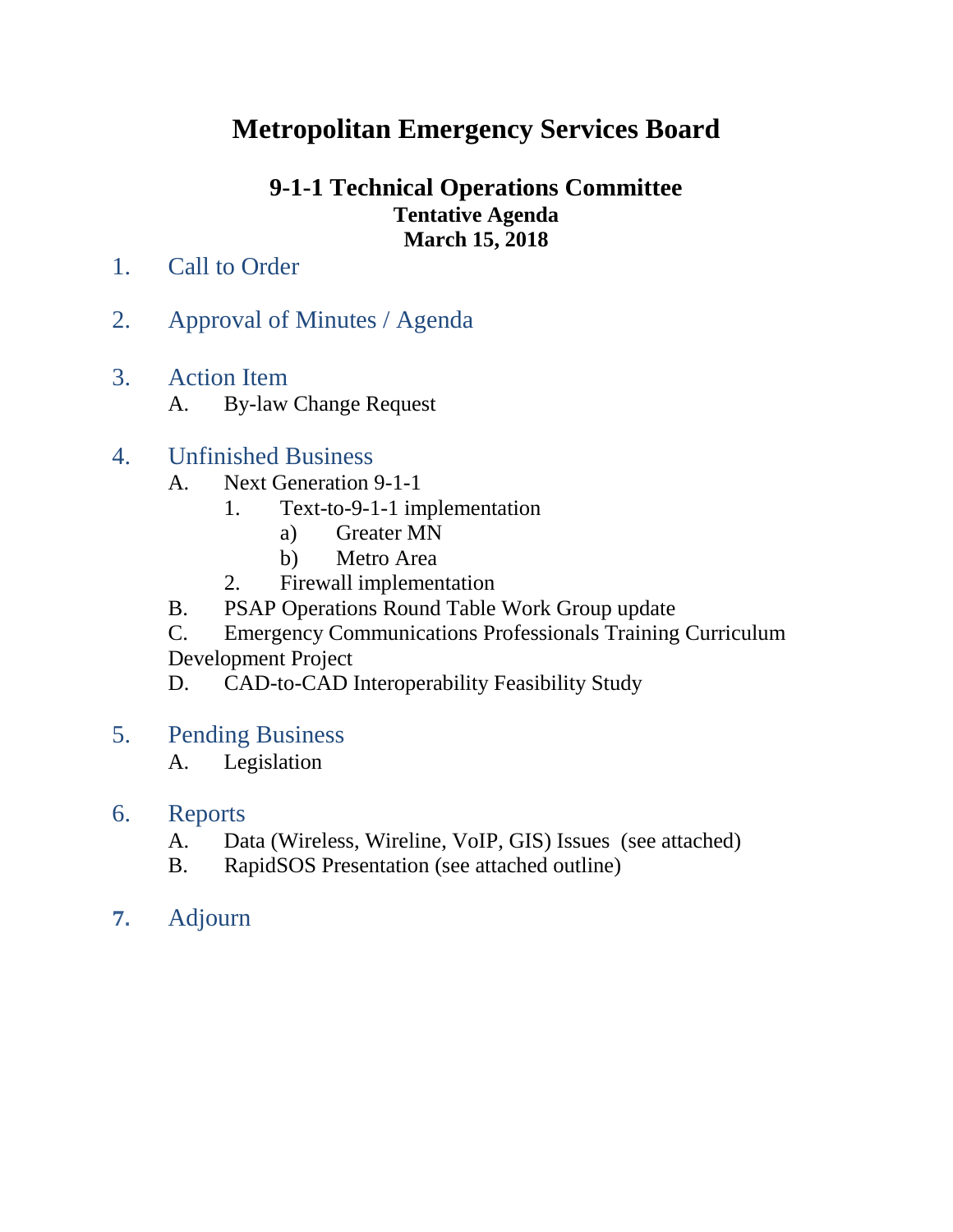# Metropolitan Emergency Services Board

## 9-1-1 Technical Operations Committee

**Tentative Agenda**
**March 15, 2018**

1. Call to Order

2. Approval of Minutes / Agenda

3. Action Item
   - A. By-law Change Request

4. Unfinished Business
   - A. Next Generation 9-1-1
     1. Text-to-9-1-1 implementation
        - a) Greater MN
        - b) Metro Area
     2. Firewall implementation
   - B. PSAP Operations Round Table Work Group update
   - C. Emergency Communications Professionals Training Curriculum Development Project
   - D. CAD-to-CAD Interoperability Feasibility Study

5. Pending Business
   - A. Legislation

6. Reports
   - A. Data (Wireless, Wireline, VoIP, GIS) Issues (see attached)
   - B. RapidSOS Presentation (see attached outline)

7. Adjourn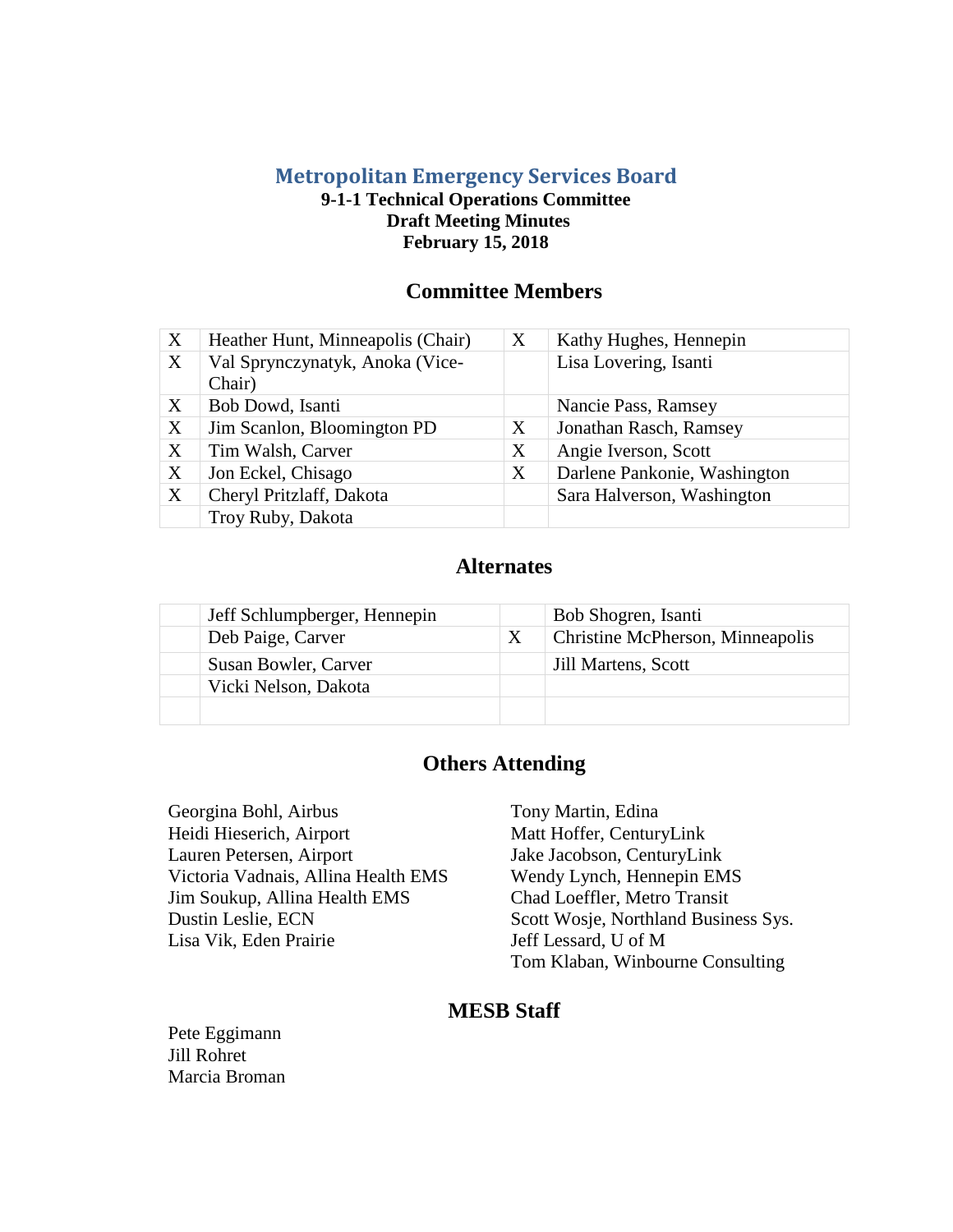# Metropolitan Emergency Services Board

**9-1-1 Technical Operations Committee**
**Draft Meeting Minutes**
**February 15, 2018**

## Committee Members

| | | | |
|---|---|---|---|
| X | Heather Hunt, Minneapolis (Chair) | X | Kathy Hughes, Hennepin |
| X | Val Sprynczynatyk, Anoka (Vice-Chair) | | Lisa Lovering, Isanti |
| X | Bob Dowd, Isanti | | Nancie Pass, Ramsey |
| X | Jim Scanlon, Bloomington PD | X | Jonathan Rasch, Ramsey |
| X | Tim Walsh, Carver | X | Angie Iverson, Scott |
| X | Jon Eckel, Chisago | X | Darlene Pankonie, Washington |
| X | Cheryl Pritzlaff, Dakota | | Sara Halverson, Washington |
| | Troy Ruby, Dakota | | |

## Alternates

| | | | |
|---|---|---|---|
| | Jeff Schlumpberger, Hennepin | | Bob Shogren, Isanti |
| | Deb Paige, Carver | X | Christine McPherson, Minneapolis |
| | Susan Bowler, Carver | | Jill Martens, Scott |
| | Vicki Nelson, Dakota | | |
| | | | |

## Others Attending

Georgina Bohl, Airbus
Heidi Hieserich, Airport
Lauren Petersen, Airport
Victoria Vadnais, Allina Health EMS
Jim Soukup, Allina Health EMS
Dustin Leslie, ECN
Lisa Vik, Eden Prairie
Tony Martin, Edina
Matt Hoffer, CenturyLink
Jake Jacobson, CenturyLink
Wendy Lynch, Hennepin EMS
Chad Loeffler, Metro Transit
Scott Wosje, Northland Business Sys.
Jeff Lessard, U of M
Tom Klaban, Winbourne Consulting

## MESB Staff

Pete Eggimann
Jill Rohret
Marcia Broman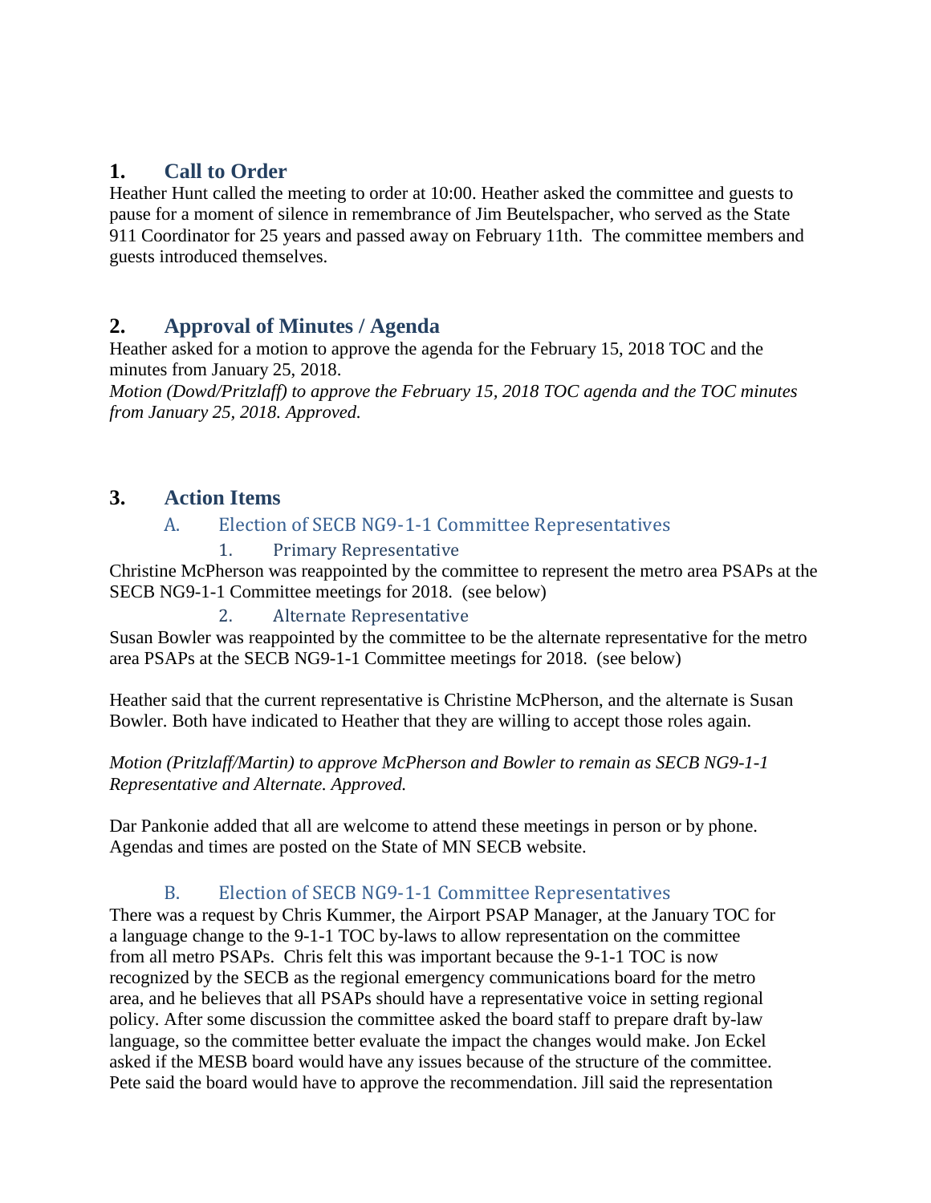## 1. Call to Order

Heather Hunt called the meeting to order at 10:00. Heather asked the committee and guests to pause for a moment of silence in remembrance of Jim Beutelspacher, who served as the State 911 Coordinator for 25 years and passed away on February 11th. The committee members and guests introduced themselves.

## 2. Approval of Minutes / Agenda

Heather asked for a motion to approve the agenda for the February 15, 2018 TOC and the minutes from January 25, 2018.

*Motion (Dowd/Pritzlaff) to approve the February 15, 2018 TOC agenda and the TOC minutes from January 25, 2018. Approved.*

## 3. Action Items

### A. Election of SECB NG9-1-1 Committee Representatives

#### 1. Primary Representative

Christine McPherson was reappointed by the committee to represent the metro area PSAPs at the SECB NG9-1-1 Committee meetings for 2018. (see below)

#### 2. Alternate Representative

Susan Bowler was reappointed by the committee to be the alternate representative for the metro area PSAPs at the SECB NG9-1-1 Committee meetings for 2018. (see below)

Heather said that the current representative is Christine McPherson, and the alternate is Susan Bowler. Both have indicated to Heather that they are willing to accept those roles again.

*Motion (Pritzlaff/Martin) to approve McPherson and Bowler to remain as SECB NG9-1-1 Representative and Alternate. Approved.*

Dar Pankonie added that all are welcome to attend these meetings in person or by phone. Agendas and times are posted on the State of MN SECB website.

### B. Election of SECB NG9-1-1 Committee Representatives

There was a request by Chris Kummer, the Airport PSAP Manager, at the January TOC for a language change to the 9-1-1 TOC by-laws to allow representation on the committee from all metro PSAPs. Chris felt this was important because the 9-1-1 TOC is now recognized by the SECB as the regional emergency communications board for the metro area, and he believes that all PSAPs should have a representative voice in setting regional policy. After some discussion the committee asked the board staff to prepare draft by-law language, so the committee better evaluate the impact the changes would make. Jon Eckel asked if the MESB board would have any issues because of the structure of the committee. Pete said the board would have to approve the recommendation. Jill said the representation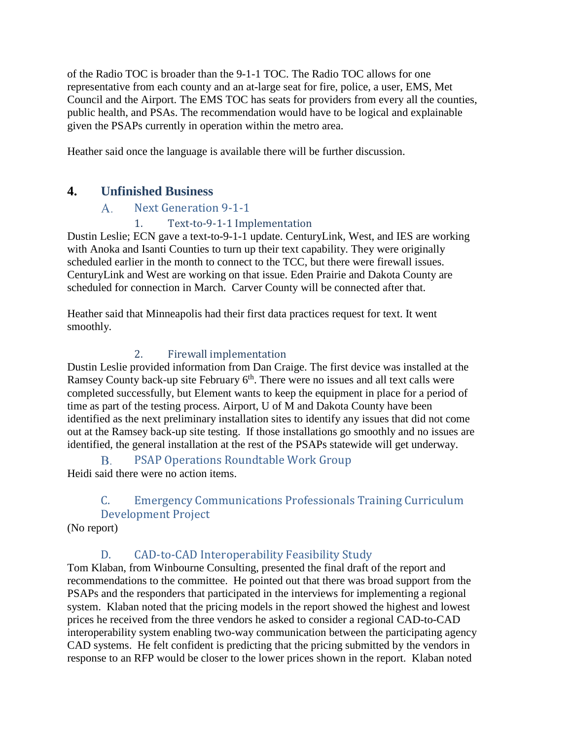of the Radio TOC is broader than the 9-1-1 TOC. The Radio TOC allows for one representative from each county and an at-large seat for fire, police, a user, EMS, Met Council and the Airport. The EMS TOC has seats for providers from every all the counties, public health, and PSAs. The recommendation would have to be logical and explainable given the PSAPs currently in operation within the metro area.

Heather said once the language is available there will be further discussion.

## 4. Unfinished Business

### A. Next Generation 9-1-1

#### 1. Text-to-9-1-1 Implementation

Dustin Leslie; ECN gave a text-to-9-1-1 update. CenturyLink, West, and IES are working with Anoka and Isanti Counties to turn up their text capability. They were originally scheduled earlier in the month to connect to the TCC, but there were firewall issues. CenturyLink and West are working on that issue. Eden Prairie and Dakota County are scheduled for connection in March. Carver County will be connected after that.

Heather said that Minneapolis had their first data practices request for text. It went smoothly.

#### 2. Firewall implementation

Dustin Leslie provided information from Dan Craige. The first device was installed at the Ramsey County back-up site February 6th. There were no issues and all text calls were completed successfully, but Element wants to keep the equipment in place for a period of time as part of the testing process. Airport, U of M and Dakota County have been identified as the next preliminary installation sites to identify any issues that did not come out at the Ramsey back-up site testing. If those installations go smoothly and no issues are identified, the general installation at the rest of the PSAPs statewide will get underway.

### B. PSAP Operations Roundtable Work Group

Heidi said there were no action items.

### C. Emergency Communications Professionals Training Curriculum Development Project

(No report)

### D. CAD-to-CAD Interoperability Feasibility Study

Tom Klaban, from Winbourne Consulting, presented the final draft of the report and recommendations to the committee. He pointed out that there was broad support from the PSAPs and the responders that participated in the interviews for implementing a regional system. Klaban noted that the pricing models in the report showed the highest and lowest prices he received from the three vendors he asked to consider a regional CAD-to-CAD interoperability system enabling two-way communication between the participating agency CAD systems. He felt confident is predicting that the pricing submitted by the vendors in response to an RFP would be closer to the lower prices shown in the report. Klaban noted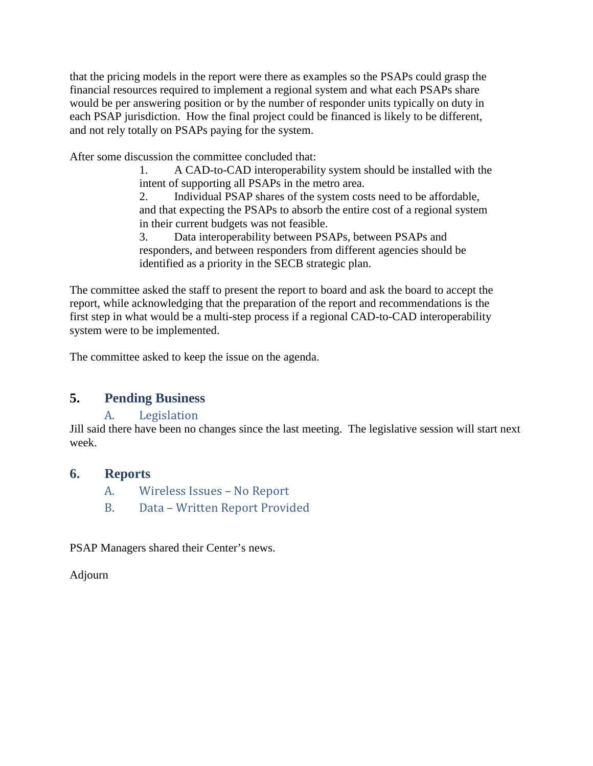that the pricing models in the report were there as examples so the PSAPs could grasp the financial resources required to implement a regional system and what each PSAPs share would be per answering position or by the number of responder units typically on duty in each PSAP jurisdiction. How the final project could be financed is likely to be different, and not rely totally on PSAPs paying for the system.

After some discussion the committee concluded that:

1. A CAD-to-CAD interoperability system should be installed with the intent of supporting all PSAPs in the metro area.
2. Individual PSAP shares of the system costs need to be affordable, and that expecting the PSAPs to absorb the entire cost of a regional system in their current budgets was not feasible.
3. Data interoperability between PSAPs, between PSAPs and responders, and between responders from different agencies should be identified as a priority in the SECB strategic plan.

The committee asked the staff to present the report to board and ask the board to accept the report, while acknowledging that the preparation of the report and recommendations is the first step in what would be a multi-step process if a regional CAD-to-CAD interoperability system were to be implemented.

The committee asked to keep the issue on the agenda.

## 5. Pending Business

### A. Legislation

Jill said there have been no changes since the last meeting. The legislative session will start next week.

## 6. Reports

### A. Wireless Issues – No Report

### B. Data – Written Report Provided

PSAP Managers shared their Center's news.

Adjourn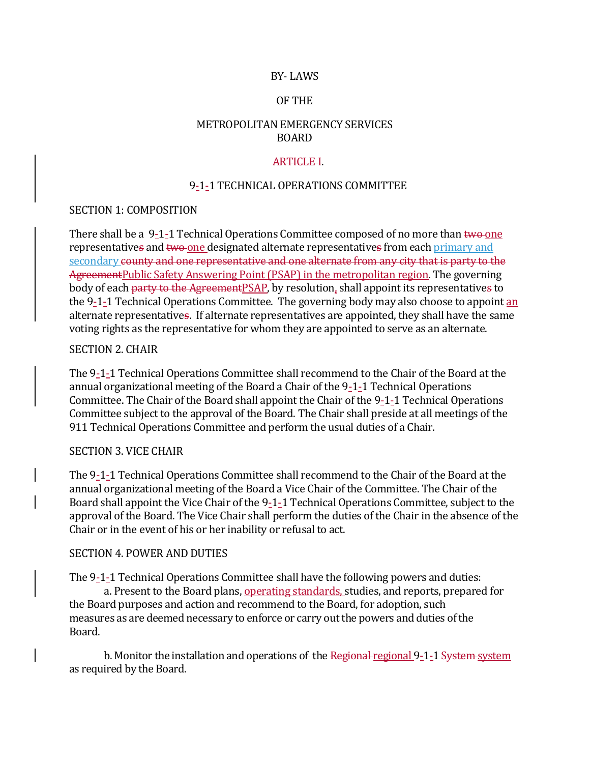BY- LAWS

OF THE

METROPOLITAN EMERGENCY SERVICES BOARD

~~ARTICLE I~~.

9-1-1 TECHNICAL OPERATIONS COMMITTEE

SECTION 1: COMPOSITION

There shall be a 9-1-1 Technical Operations Committee composed of no more than ~~two~~ one representative~~s~~ and ~~two~~ one designated alternate representative~~s~~ from each primary and secondary ~~county and one representative and one alternate from any city that is party to the Agreement~~Public Safety Answering Point (PSAP) in the metropolitan region. The governing body of each ~~party to the Agreement~~PSAP, by resolution, shall appoint its representative~~s~~ to the 9-1-1 Technical Operations Committee. The governing body may also choose to appoint an alternate representative~~s~~. If alternate representatives are appointed, they shall have the same voting rights as the representative for whom they are appointed to serve as an alternate.

SECTION 2. CHAIR

The 9-1-1 Technical Operations Committee shall recommend to the Chair of the Board at the annual organizational meeting of the Board a Chair of the 9-1-1 Technical Operations Committee. The Chair of the Board shall appoint the Chair of the 9-1-1 Technical Operations Committee subject to the approval of the Board. The Chair shall preside at all meetings of the 911 Technical Operations Committee and perform the usual duties of a Chair.

SECTION 3. VICE CHAIR

The 9-1-1 Technical Operations Committee shall recommend to the Chair of the Board at the annual organizational meeting of the Board a Vice Chair of the Committee. The Chair of the Board shall appoint the Vice Chair of the 9-1-1 Technical Operations Committee, subject to the approval of the Board. The Vice Chair shall perform the duties of the Chair in the absence of the Chair or in the event of his or her inability or refusal to act.

SECTION 4. POWER AND DUTIES

The 9-1-1 Technical Operations Committee shall have the following powers and duties:

a. Present to the Board plans, operating standards, studies, and reports, prepared for the Board purposes and action and recommend to the Board, for adoption, such measures as are deemed necessary to enforce or carry out the powers and duties of the Board.

b. Monitor the installation and operations of the ~~Regional~~ regional 9-1-1 ~~System~~ system as required by the Board.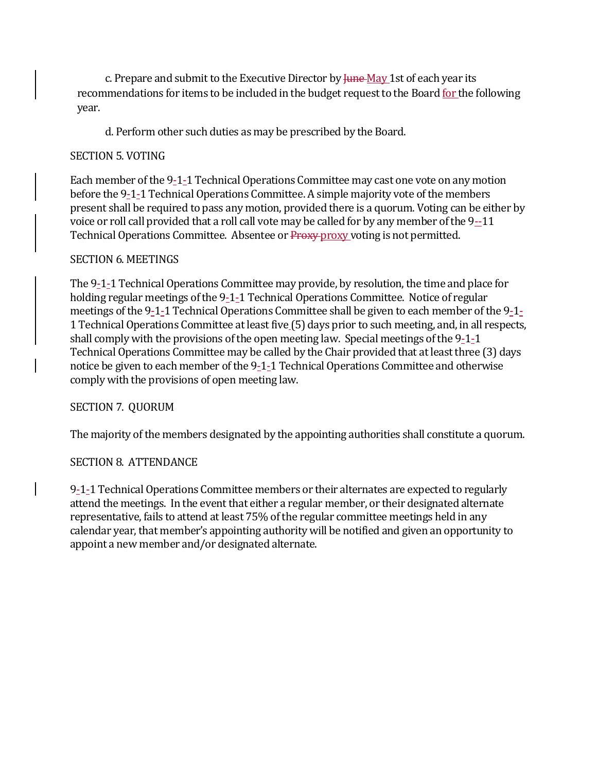c. Prepare and submit to the Executive Director by ~~June~~ May 1st of each year its recommendations for items to be included in the budget request to the Board for the following year.

d. Perform other such duties as may be prescribed by the Board.

SECTION 5. VOTING

Each member of the 9-1-1 Technical Operations Committee may cast one vote on any motion before the 9-1-1 Technical Operations Committee. A simple majority vote of the members present shall be required to pass any motion, provided there is a quorum. Voting can be either by voice or roll call provided that a roll call vote may be called for by any member of the 9--11 Technical Operations Committee. Absentee or ~~Proxy~~ proxy voting is not permitted.

SECTION 6. MEETINGS

The 9-1-1 Technical Operations Committee may provide, by resolution, the time and place for holding regular meetings of the 9-1-1 Technical Operations Committee. Notice of regular meetings of the 9-1-1 Technical Operations Committee shall be given to each member of the 9-1-1 Technical Operations Committee at least five (5) days prior to such meeting, and, in all respects, shall comply with the provisions of the open meeting law. Special meetings of the 9-1-1 Technical Operations Committee may be called by the Chair provided that at least three (3) days notice be given to each member of the 9-1-1 Technical Operations Committee and otherwise comply with the provisions of open meeting law.

SECTION 7. QUORUM

The majority of the members designated by the appointing authorities shall constitute a quorum.

SECTION 8. ATTENDANCE

9-1-1 Technical Operations Committee members or their alternates are expected to regularly attend the meetings. In the event that either a regular member, or their designated alternate representative, fails to attend at least 75% of the regular committee meetings held in any calendar year, that member's appointing authority will be notified and given an opportunity to appoint a new member and/or designated alternate.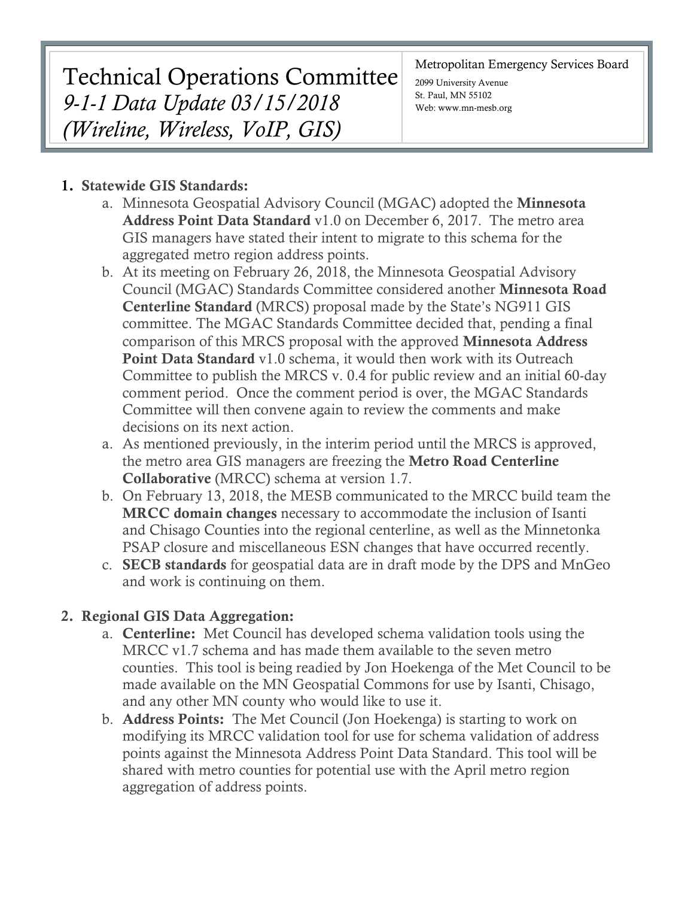# Technical Operations Committee

*9-1-1 Data Update 03/15/2018 (Wireline, Wireless, VoIP, GIS)*

Metropolitan Emergency Services Board
2099 University Avenue
St. Paul, MN 55102
Web: www.mn-mesb.org

1. **Statewide GIS Standards:**
   a. Minnesota Geospatial Advisory Council (MGAC) adopted the **Minnesota Address Point Data Standard** v1.0 on December 6, 2017. The metro area GIS managers have stated their intent to migrate to this schema for the aggregated metro region address points.
   b. At its meeting on February 26, 2018, the Minnesota Geospatial Advisory Council (MGAC) Standards Committee considered another **Minnesota Road Centerline Standard** (MRCS) proposal made by the State's NG911 GIS committee. The MGAC Standards Committee decided that, pending a final comparison of this MRCS proposal with the approved **Minnesota Address Point Data Standard** v1.0 schema, it would then work with its Outreach Committee to publish the MRCS v. 0.4 for public review and an initial 60-day comment period. Once the comment period is over, the MGAC Standards Committee will then convene again to review the comments and make decisions on its next action.
   a. As mentioned previously, in the interim period until the MRCS is approved, the metro area GIS managers are freezing the **Metro Road Centerline Collaborative** (MRCC) schema at version 1.7.
   b. On February 13, 2018, the MESB communicated to the MRCC build team the **MRCC domain changes** necessary to accommodate the inclusion of Isanti and Chisago Counties into the regional centerline, as well as the Minnetonka PSAP closure and miscellaneous ESN changes that have occurred recently.
   c. **SECB standards** for geospatial data are in draft mode by the DPS and MnGeo and work is continuing on them.

2. **Regional GIS Data Aggregation:**
   a. **Centerline:** Met Council has developed schema validation tools using the MRCC v1.7 schema and has made them available to the seven metro counties. This tool is being readied by Jon Hoekenga of the Met Council to be made available on the MN Geospatial Commons for use by Isanti, Chisago, and any other MN county who would like to use it.
   b. **Address Points:** The Met Council (Jon Hoekenga) is starting to work on modifying its MRCC validation tool for use for schema validation of address points against the Minnesota Address Point Data Standard. This tool will be shared with metro counties for potential use with the April metro region aggregation of address points.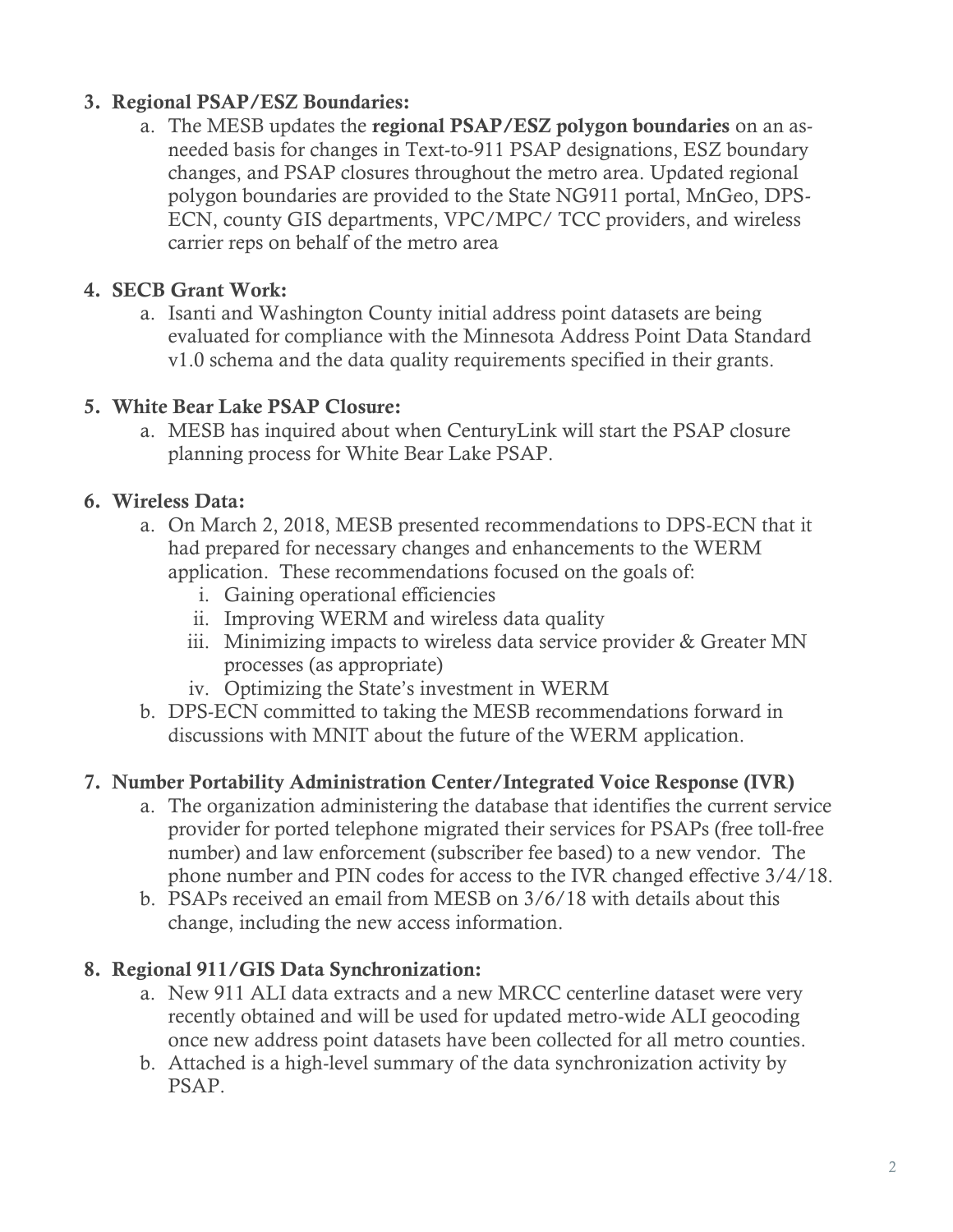3. **Regional PSAP/ESZ Boundaries:**
    a. The MESB updates the **regional PSAP/ESZ polygon boundaries** on an as-needed basis for changes in Text-to-911 PSAP designations, ESZ boundary changes, and PSAP closures throughout the metro area. Updated regional polygon boundaries are provided to the State NG911 portal, MnGeo, DPS-ECN, county GIS departments, VPC/MPC/ TCC providers, and wireless carrier reps on behalf of the metro area

4. **SECB Grant Work:**
    a. Isanti and Washington County initial address point datasets are being evaluated for compliance with the Minnesota Address Point Data Standard v1.0 schema and the data quality requirements specified in their grants.

5. **White Bear Lake PSAP Closure:**
    a. MESB has inquired about when CenturyLink will start the PSAP closure planning process for White Bear Lake PSAP.

6. **Wireless Data:**
    a. On March 2, 2018, MESB presented recommendations to DPS-ECN that it had prepared for necessary changes and enhancements to the WERM application. These recommendations focused on the goals of:
        i. Gaining operational efficiencies
        ii. Improving WERM and wireless data quality
        iii. Minimizing impacts to wireless data service provider & Greater MN processes (as appropriate)
        iv. Optimizing the State's investment in WERM
    b. DPS-ECN committed to taking the MESB recommendations forward in discussions with MNIT about the future of the WERM application.

7. **Number Portability Administration Center/Integrated Voice Response (IVR)**
    a. The organization administering the database that identifies the current service provider for ported telephone migrated their services for PSAPs (free toll-free number) and law enforcement (subscriber fee based) to a new vendor. The phone number and PIN codes for access to the IVR changed effective 3/4/18.
    b. PSAPs received an email from MESB on 3/6/18 with details about this change, including the new access information.

8. **Regional 911/GIS Data Synchronization:**
    a. New 911 ALI data extracts and a new MRCC centerline dataset were very recently obtained and will be used for updated metro-wide ALI geocoding once new address point datasets have been collected for all metro counties.
    b. Attached is a high-level summary of the data synchronization activity by PSAP.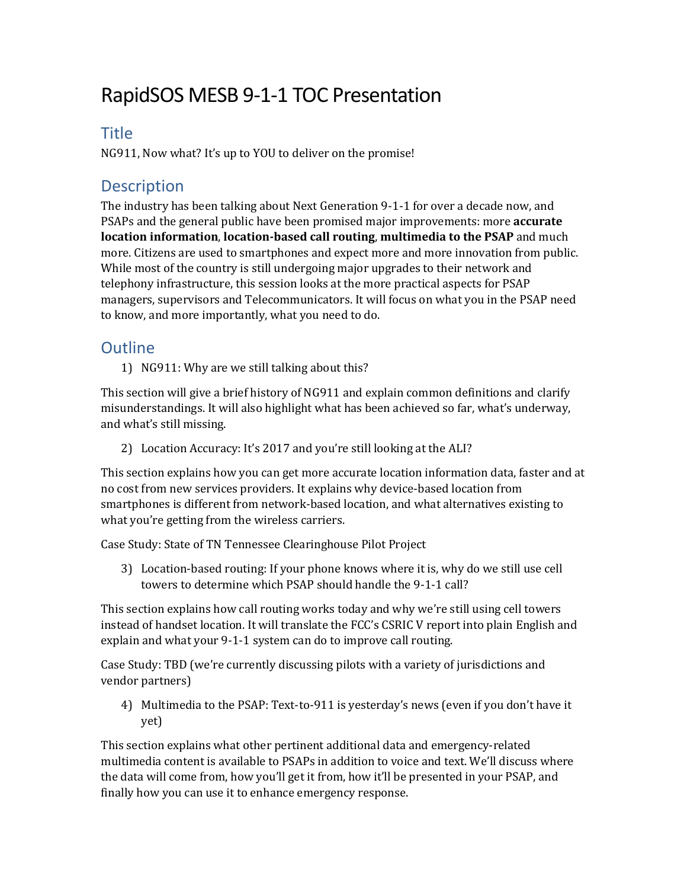# RapidSOS MESB 9-1-1 TOC Presentation

## Title

NG911, Now what? It's up to YOU to deliver on the promise!

## Description

The industry has been talking about Next Generation 9-1-1 for over a decade now, and PSAPs and the general public have been promised major improvements: more **accurate location information**, **location-based call routing**, **multimedia to the PSAP** and much more. Citizens are used to smartphones and expect more and more innovation from public. While most of the country is still undergoing major upgrades to their network and telephony infrastructure, this session looks at the more practical aspects for PSAP managers, supervisors and Telecommunicators. It will focus on what you in the PSAP need to know, and more importantly, what you need to do.

## Outline

1) NG911: Why are we still talking about this?

This section will give a brief history of NG911 and explain common definitions and clarify misunderstandings. It will also highlight what has been achieved so far, what's underway, and what's still missing.

2) Location Accuracy: It's 2017 and you're still looking at the ALI?

This section explains how you can get more accurate location information data, faster and at no cost from new services providers. It explains why device-based location from smartphones is different from network-based location, and what alternatives existing to what you're getting from the wireless carriers.

Case Study: State of TN Tennessee Clearinghouse Pilot Project

3) Location-based routing: If your phone knows where it is, why do we still use cell towers to determine which PSAP should handle the 9-1-1 call?

This section explains how call routing works today and why we're still using cell towers instead of handset location. It will translate the FCC's CSRIC V report into plain English and explain and what your 9-1-1 system can do to improve call routing.

Case Study: TBD (we're currently discussing pilots with a variety of jurisdictions and vendor partners)

4) Multimedia to the PSAP: Text-to-911 is yesterday's news (even if you don't have it yet)

This section explains what other pertinent additional data and emergency-related multimedia content is available to PSAPs in addition to voice and text. We'll discuss where the data will come from, how you'll get it from, how it'll be presented in your PSAP, and finally how you can use it to enhance emergency response.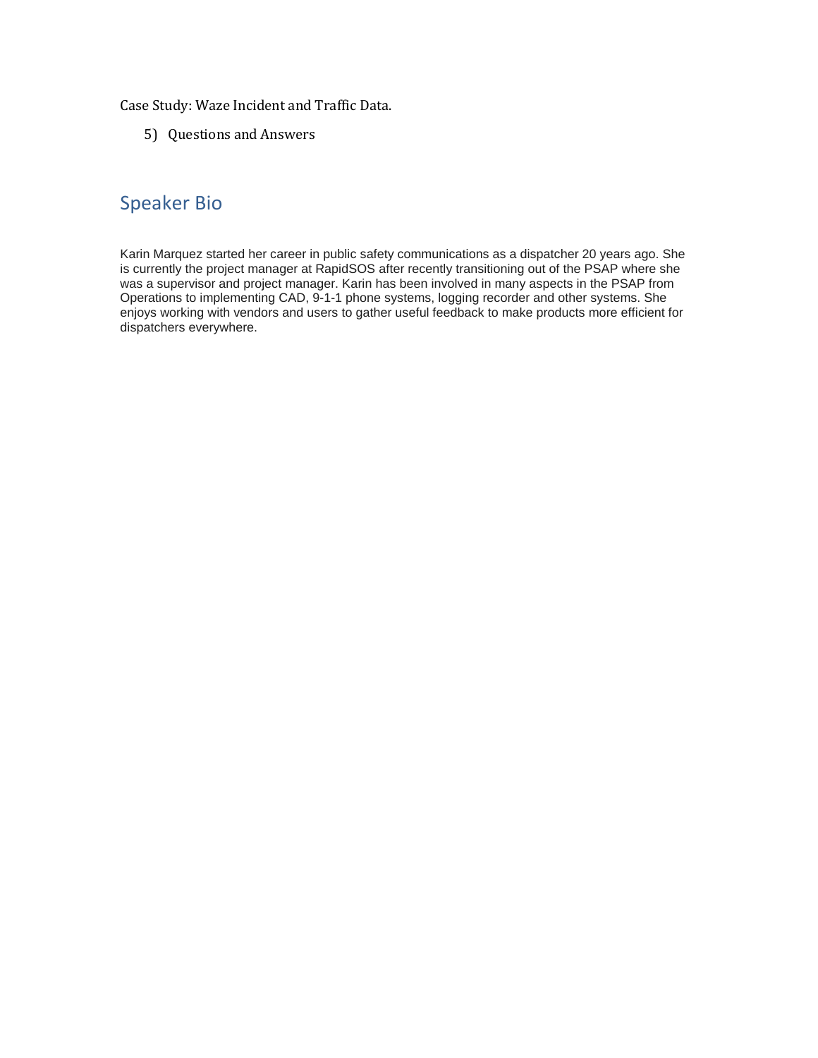Case Study: Waze Incident and Traffic Data.

5) Questions and Answers

## Speaker Bio

Karin Marquez started her career in public safety communications as a dispatcher 20 years ago. She is currently the project manager at RapidSOS after recently transitioning out of the PSAP where she was a supervisor and project manager. Karin has been involved in many aspects in the PSAP from Operations to implementing CAD, 9-1-1 phone systems, logging recorder and other systems. She enjoys working with vendors and users to gather useful feedback to make products more efficient for dispatchers everywhere.